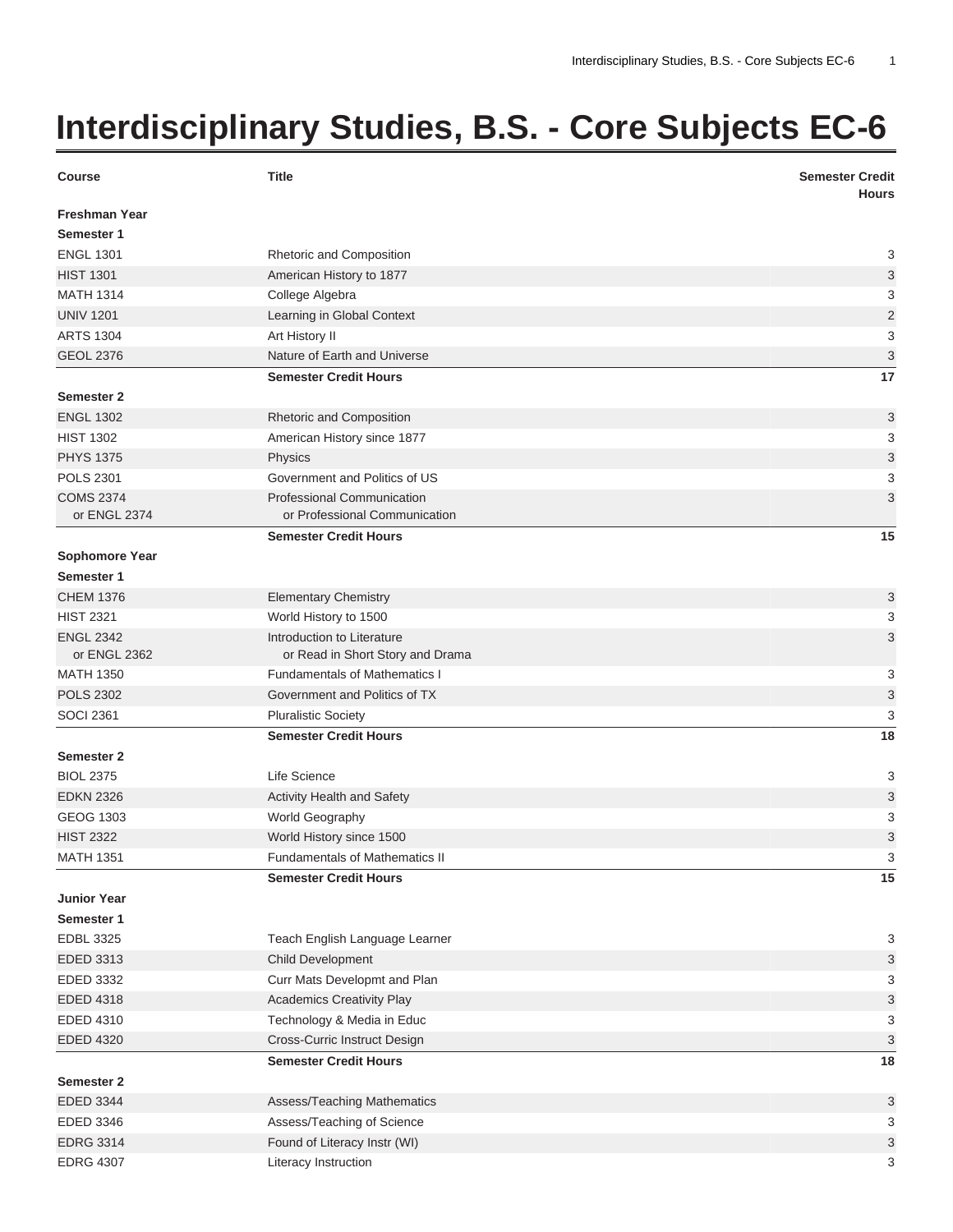# Interdisciplinary Studies, B.S. - Core Subjects EC-6

| Course | Title | Semester Credit Hours |
|---|---|---|
| **Freshman Year** | | |
| **Semester 1** | | |
| ENGL 1301 | Rhetoric and Composition | 3 |
| HIST 1301 | American History to 1877 | 3 |
| MATH 1314 | College Algebra | 3 |
| UNIV 1201 | Learning in Global Context | 2 |
| ARTS 1304 | Art History II | 3 |
| GEOL 2376 | Nature of Earth and Universe | 3 |
| | **Semester Credit Hours** | **17** |
| **Semester 2** | | |
| ENGL 1302 | Rhetoric and Composition | 3 |
| HIST 1302 | American History since 1877 | 3 |
| PHYS 1375 | Physics | 3 |
| POLS 2301 | Government and Politics of US | 3 |
| COMS 2374 or ENGL 2374 | Professional Communication or Professional Communication | 3 |
| | **Semester Credit Hours** | **15** |
| **Sophomore Year** | | |
| **Semester 1** | | |
| CHEM 1376 | Elementary Chemistry | 3 |
| HIST 2321 | World History to 1500 | 3 |
| ENGL 2342 or ENGL 2362 | Introduction to Literature or Read in Short Story and Drama | 3 |
| MATH 1350 | Fundamentals of Mathematics I | 3 |
| POLS 2302 | Government and Politics of TX | 3 |
| SOCI 2361 | Pluralistic Society | 3 |
| | **Semester Credit Hours** | **18** |
| **Semester 2** | | |
| BIOL 2375 | Life Science | 3 |
| EDKN 2326 | Activity Health and Safety | 3 |
| GEOG 1303 | World Geography | 3 |
| HIST 2322 | World History since 1500 | 3 |
| MATH 1351 | Fundamentals of Mathematics II | 3 |
| | **Semester Credit Hours** | **15** |
| **Junior Year** | | |
| **Semester 1** | | |
| EDBL 3325 | Teach English Language Learner | 3 |
| EDED 3313 | Child Development | 3 |
| EDED 3332 | Curr Mats Developmt and Plan | 3 |
| EDED 4318 | Academics Creativity Play | 3 |
| EDED 4310 | Technology & Media in Educ | 3 |
| EDED 4320 | Cross-Curric Instruct Design | 3 |
| | **Semester Credit Hours** | **18** |
| **Semester 2** | | |
| EDED 3344 | Assess/Teaching Mathematics | 3 |
| EDED 3346 | Assess/Teaching of Science | 3 |
| EDRG 3314 | Found of Literacy Instr (WI) | 3 |
| EDRG 4307 | Literacy Instruction | 3 |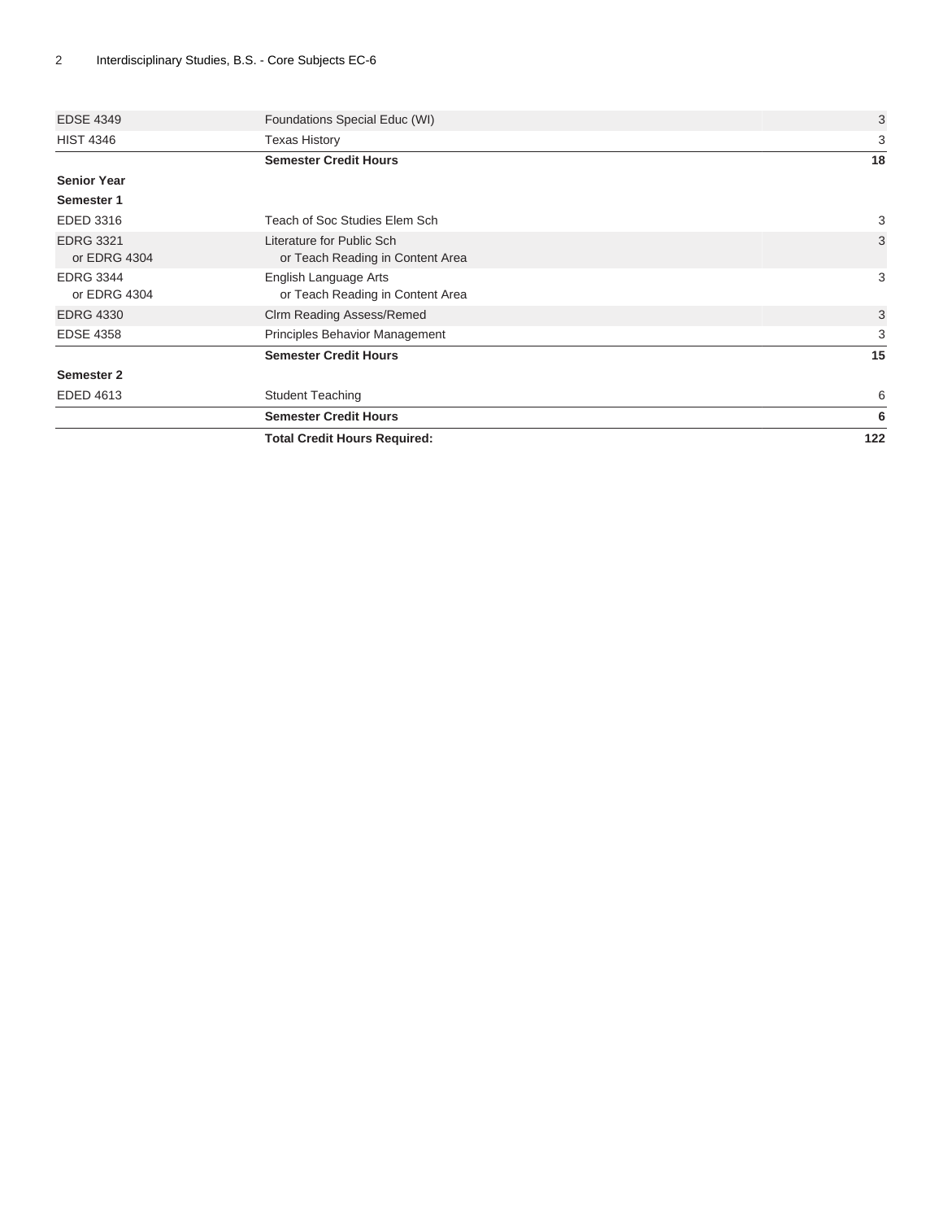| | | |
|---|---|---|
| EDSE 4349 | Foundations Special Educ (WI) | 3 |
| HIST 4346 | Texas History | 3 |
| | **Semester Credit Hours** | **18** |
| **Senior Year** | | |
| **Semester 1** | | |
| EDED 3316 | Teach of Soc Studies Elem Sch | 3 |
| EDRG 3321<br>or EDRG 4304 | Literature for Public Sch<br>or Teach Reading in Content Area | 3 |
| EDRG 3344<br>or EDRG 4304 | English Language Arts<br>or Teach Reading in Content Area | 3 |
| EDRG 4330 | Clrm Reading Assess/Remed | 3 |
| EDSE 4358 | Principles Behavior Management | 3 |
| | **Semester Credit Hours** | **15** |
| **Semester 2** | | |
| EDED 4613 | Student Teaching | 6 |
| | **Semester Credit Hours** | **6** |
| | **Total Credit Hours Required:** | **122** |